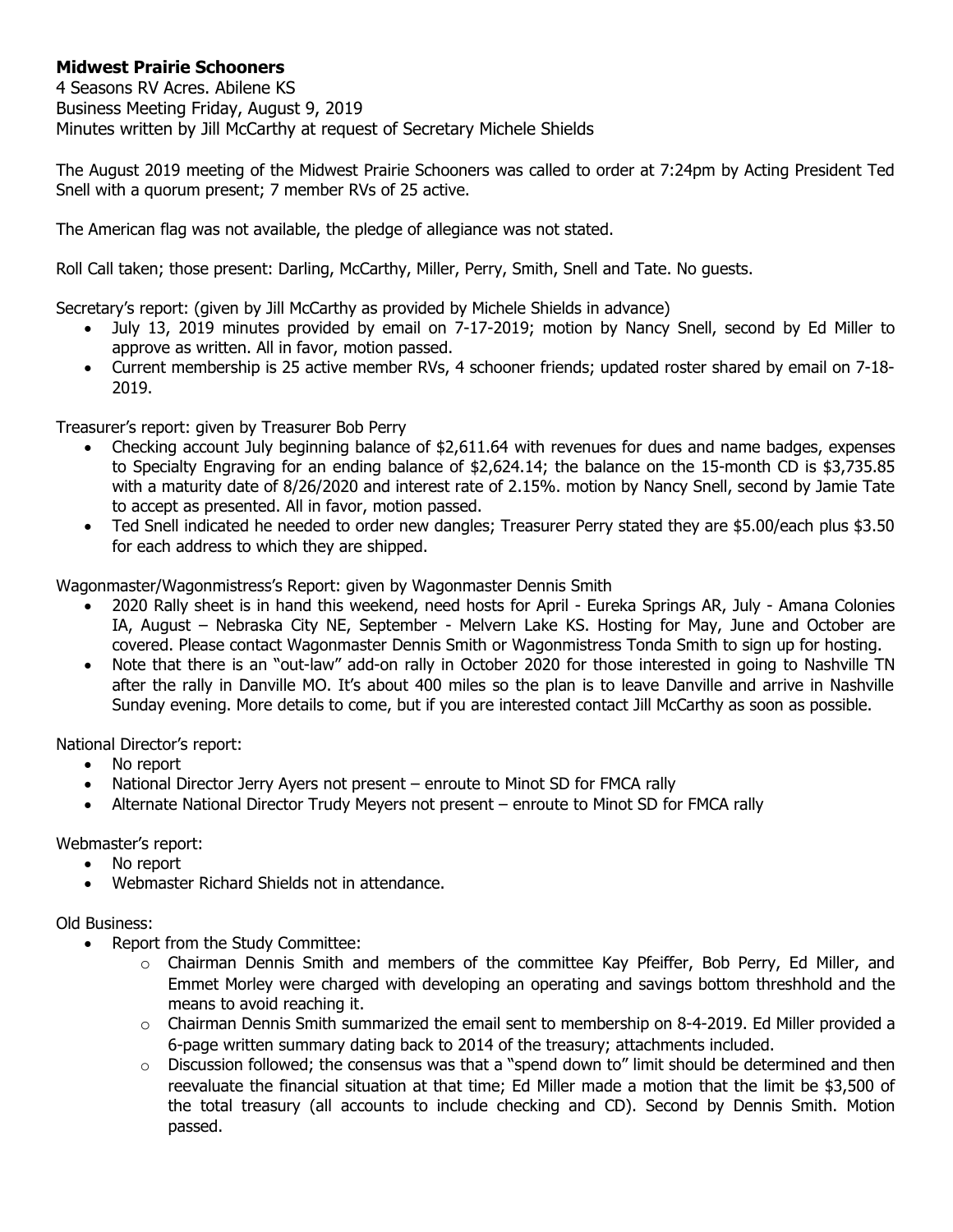**Midwest Prairie Schooners**

4 Seasons RV Acres. Abilene KS
Business Meeting Friday, August 9, 2019
Minutes written by Jill McCarthy at request of Secretary Michele Shields

The August 2019 meeting of the Midwest Prairie Schooners was called to order at 7:24pm by Acting President Ted Snell with a quorum present; 7 member RVs of 25 active.

The American flag was not available, the pledge of allegiance was not stated.

Roll Call taken; those present: Darling, McCarthy, Miller, Perry, Smith, Snell and Tate. No guests.

Secretary's report: (given by Jill McCarthy as provided by Michele Shields in advance)

- July 13, 2019 minutes provided by email on 7-17-2019; motion by Nancy Snell, second by Ed Miller to approve as written. All in favor, motion passed.
- Current membership is 25 active member RVs, 4 schooner friends; updated roster shared by email on 7-18-2019.

Treasurer's report: given by Treasurer Bob Perry

- Checking account July beginning balance of $2,611.64 with revenues for dues and name badges, expenses to Specialty Engraving for an ending balance of $2,624.14; the balance on the 15-month CD is $3,735.85 with a maturity date of 8/26/2020 and interest rate of 2.15%. motion by Nancy Snell, second by Jamie Tate to accept as presented. All in favor, motion passed.
- Ted Snell indicated he needed to order new dangles; Treasurer Perry stated they are $5.00/each plus $3.50 for each address to which they are shipped.

Wagonmaster/Wagonmistress's Report: given by Wagonmaster Dennis Smith

- 2020 Rally sheet is in hand this weekend, need hosts for April - Eureka Springs AR, July - Amana Colonies IA, August – Nebraska City NE, September - Melvern Lake KS. Hosting for May, June and October are covered. Please contact Wagonmaster Dennis Smith or Wagonmistress Tonda Smith to sign up for hosting.
- Note that there is an "out-law" add-on rally in October 2020 for those interested in going to Nashville TN after the rally in Danville MO. It's about 400 miles so the plan is to leave Danville and arrive in Nashville Sunday evening. More details to come, but if you are interested contact Jill McCarthy as soon as possible.

National Director's report:

- No report
- National Director Jerry Ayers not present – enroute to Minot SD for FMCA rally
- Alternate National Director Trudy Meyers not present – enroute to Minot SD for FMCA rally

Webmaster's report:

- No report
- Webmaster Richard Shields not in attendance.

Old Business:

- Report from the Study Committee:
  - Chairman Dennis Smith and members of the committee Kay Pfeiffer, Bob Perry, Ed Miller, and Emmet Morley were charged with developing an operating and savings bottom threshhold and the means to avoid reaching it.
  - Chairman Dennis Smith summarized the email sent to membership on 8-4-2019. Ed Miller provided a 6-page written summary dating back to 2014 of the treasury; attachments included.
  - Discussion followed; the consensus was that a "spend down to" limit should be determined and then reevaluate the financial situation at that time; Ed Miller made a motion that the limit be $3,500 of the total treasury (all accounts to include checking and CD). Second by Dennis Smith. Motion passed.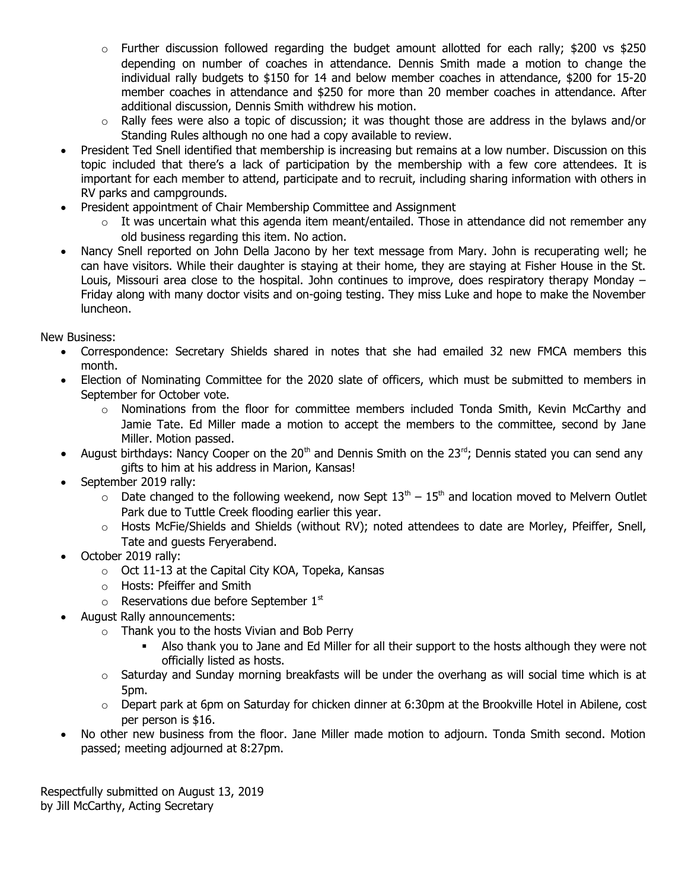- Further discussion followed regarding the budget amount allotted for each rally; $200 vs $250 depending on number of coaches in attendance. Dennis Smith made a motion to change the individual rally budgets to $150 for 14 and below member coaches in attendance, $200 for 15-20 member coaches in attendance and $250 for more than 20 member coaches in attendance. After additional discussion, Dennis Smith withdrew his motion.
  - Rally fees were also a topic of discussion; it was thought those are address in the bylaws and/or Standing Rules although no one had a copy available to review.
- President Ted Snell identified that membership is increasing but remains at a low number. Discussion on this topic included that there's a lack of participation by the membership with a few core attendees. It is important for each member to attend, participate and to recruit, including sharing information with others in RV parks and campgrounds.
- President appointment of Chair Membership Committee and Assignment
  - It was uncertain what this agenda item meant/entailed. Those in attendance did not remember any old business regarding this item. No action.
- Nancy Snell reported on John Della Jacono by her text message from Mary. John is recuperating well; he can have visitors. While their daughter is staying at their home, they are staying at Fisher House in the St. Louis, Missouri area close to the hospital. John continues to improve, does respiratory therapy Monday – Friday along with many doctor visits and on-going testing. They miss Luke and hope to make the November luncheon.

New Business:

- Correspondence: Secretary Shields shared in notes that she had emailed 32 new FMCA members this month.
- Election of Nominating Committee for the 2020 slate of officers, which must be submitted to members in September for October vote.
  - Nominations from the floor for committee members included Tonda Smith, Kevin McCarthy and Jamie Tate. Ed Miller made a motion to accept the members to the committee, second by Jane Miller. Motion passed.
- August birthdays: Nancy Cooper on the 20th and Dennis Smith on the 23rd; Dennis stated you can send any gifts to him at his address in Marion, Kansas!
- September 2019 rally:
  - Date changed to the following weekend, now Sept 13th – 15th and location moved to Melvern Outlet Park due to Tuttle Creek flooding earlier this year.
  - Hosts McFie/Shields and Shields (without RV); noted attendees to date are Morley, Pfeiffer, Snell, Tate and guests Feryerabend.
- October 2019 rally:
  - Oct 11-13 at the Capital City KOA, Topeka, Kansas
  - Hosts: Pfeiffer and Smith
  - Reservations due before September 1st
- August Rally announcements:
  - Thank you to the hosts Vivian and Bob Perry
    - Also thank you to Jane and Ed Miller for all their support to the hosts although they were not officially listed as hosts.
  - Saturday and Sunday morning breakfasts will be under the overhang as will social time which is at 5pm.
  - Depart park at 6pm on Saturday for chicken dinner at 6:30pm at the Brookville Hotel in Abilene, cost per person is $16.
- No other new business from the floor. Jane Miller made motion to adjourn. Tonda Smith second. Motion passed; meeting adjourned at 8:27pm.

Respectfully submitted on August 13, 2019
by Jill McCarthy, Acting Secretary